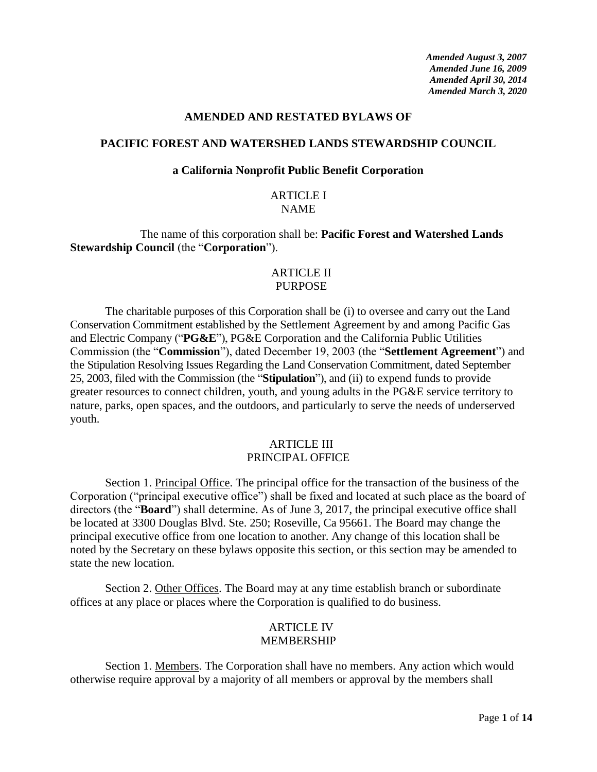*Amended August 3, 2007*
*Amended June 16, 2009*
*Amended April 30, 2014*
*Amended March 3, 2020*

# AMENDED AND RESTATED BYLAWS OF

# PACIFIC FOREST AND WATERSHED LANDS STEWARDSHIP COUNCIL

**a California Nonprofit Public Benefit Corporation**

## ARTICLE I
## NAME

The name of this corporation shall be: **Pacific Forest and Watershed Lands Stewardship Council** (the "**Corporation**").

## ARTICLE II
## PURPOSE

The charitable purposes of this Corporation shall be (i) to oversee and carry out the Land Conservation Commitment established by the Settlement Agreement by and among Pacific Gas and Electric Company ("**PG&E**"), PG&E Corporation and the California Public Utilities Commission (the "**Commission**"), dated December 19, 2003 (the "**Settlement Agreement**") and the Stipulation Resolving Issues Regarding the Land Conservation Commitment, dated September 25, 2003, filed with the Commission (the "**Stipulation**"), and (ii) to expend funds to provide greater resources to connect children, youth, and young adults in the PG&E service territory to nature, parks, open spaces, and the outdoors, and particularly to serve the needs of underserved youth.

## ARTICLE III
## PRINCIPAL OFFICE

Section 1. Principal Office. The principal office for the transaction of the business of the Corporation ("principal executive office") shall be fixed and located at such place as the board of directors (the "**Board**") shall determine. As of June 3, 2017, the principal executive office shall be located at 3300 Douglas Blvd. Ste. 250; Roseville, Ca 95661. The Board may change the principal executive office from one location to another. Any change of this location shall be noted by the Secretary on these bylaws opposite this section, or this section may be amended to state the new location.

Section 2. Other Offices. The Board may at any time establish branch or subordinate offices at any place or places where the Corporation is qualified to do business.

## ARTICLE IV
## MEMBERSHIP

Section 1. Members. The Corporation shall have no members. Any action which would otherwise require approval by a majority of all members or approval by the members shall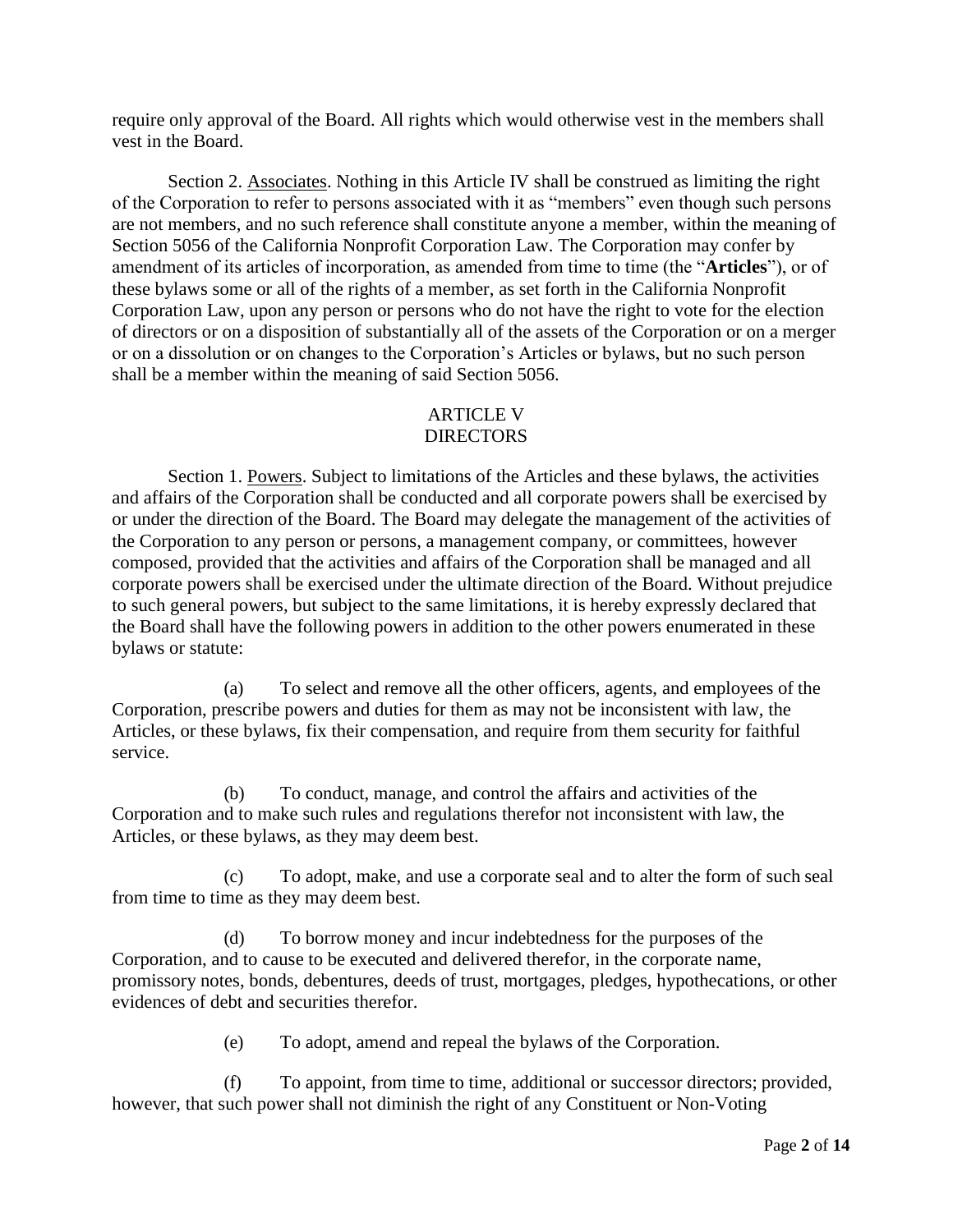require only approval of the Board. All rights which would otherwise vest in the members shall vest in the Board.

Section 2. Associates. Nothing in this Article IV shall be construed as limiting the right of the Corporation to refer to persons associated with it as "members" even though such persons are not members, and no such reference shall constitute anyone a member, within the meaning of Section 5056 of the California Nonprofit Corporation Law. The Corporation may confer by amendment of its articles of incorporation, as amended from time to time (the "**Articles**"), or of these bylaws some or all of the rights of a member, as set forth in the California Nonprofit Corporation Law, upon any person or persons who do not have the right to vote for the election of directors or on a disposition of substantially all of the assets of the Corporation or on a merger or on a dissolution or on changes to the Corporation's Articles or bylaws, but no such person shall be a member within the meaning of said Section 5056.

## ARTICLE V
## DIRECTORS

Section 1. Powers. Subject to limitations of the Articles and these bylaws, the activities and affairs of the Corporation shall be conducted and all corporate powers shall be exercised by or under the direction of the Board. The Board may delegate the management of the activities of the Corporation to any person or persons, a management company, or committees, however composed, provided that the activities and affairs of the Corporation shall be managed and all corporate powers shall be exercised under the ultimate direction of the Board. Without prejudice to such general powers, but subject to the same limitations, it is hereby expressly declared that the Board shall have the following powers in addition to the other powers enumerated in these bylaws or statute:

(a) To select and remove all the other officers, agents, and employees of the Corporation, prescribe powers and duties for them as may not be inconsistent with law, the Articles, or these bylaws, fix their compensation, and require from them security for faithful service.

(b) To conduct, manage, and control the affairs and activities of the Corporation and to make such rules and regulations therefor not inconsistent with law, the Articles, or these bylaws, as they may deem best.

(c) To adopt, make, and use a corporate seal and to alter the form of such seal from time to time as they may deem best.

(d) To borrow money and incur indebtedness for the purposes of the Corporation, and to cause to be executed and delivered therefor, in the corporate name, promissory notes, bonds, debentures, deeds of trust, mortgages, pledges, hypothecations, or other evidences of debt and securities therefor.

(e) To adopt, amend and repeal the bylaws of the Corporation.

(f) To appoint, from time to time, additional or successor directors; provided, however, that such power shall not diminish the right of any Constituent or Non-Voting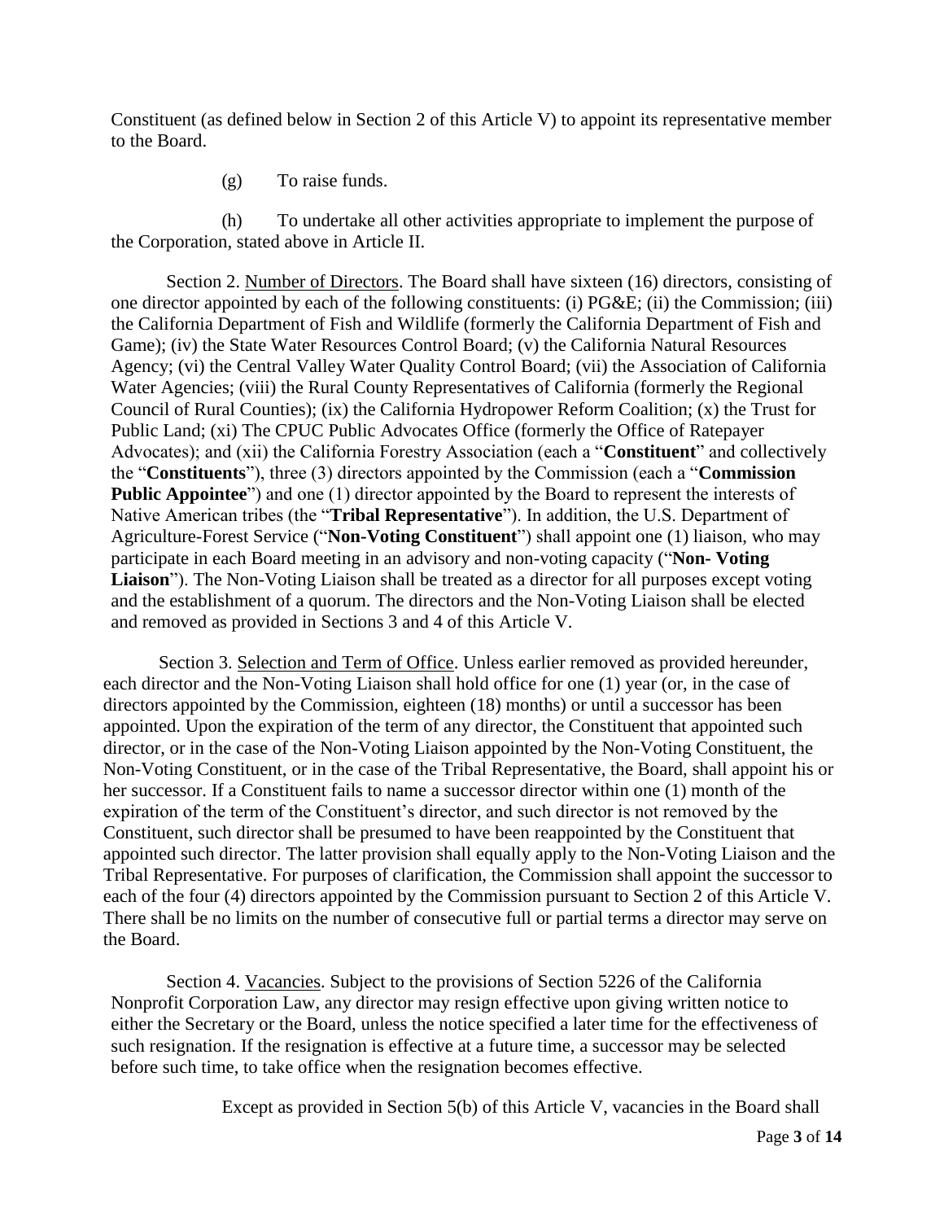Constituent (as defined below in Section 2 of this Article V) to appoint its representative member to the Board.

(g) To raise funds.

(h) To undertake all other activities appropriate to implement the purpose of the Corporation, stated above in Article II.

Section 2. Number of Directors. The Board shall have sixteen (16) directors, consisting of one director appointed by each of the following constituents: (i) PG&E; (ii) the Commission; (iii) the California Department of Fish and Wildlife (formerly the California Department of Fish and Game); (iv) the State Water Resources Control Board; (v) the California Natural Resources Agency; (vi) the Central Valley Water Quality Control Board; (vii) the Association of California Water Agencies; (viii) the Rural County Representatives of California (formerly the Regional Council of Rural Counties); (ix) the California Hydropower Reform Coalition; (x) the Trust for Public Land; (xi) The CPUC Public Advocates Office (formerly the Office of Ratepayer Advocates); and (xii) the California Forestry Association (each a "**Constituent**" and collectively the "**Constituents**"), three (3) directors appointed by the Commission (each a "**Commission Public Appointee**") and one (1) director appointed by the Board to represent the interests of Native American tribes (the "**Tribal Representative**"). In addition, the U.S. Department of Agriculture-Forest Service ("**Non-Voting Constituent**") shall appoint one (1) liaison, who may participate in each Board meeting in an advisory and non-voting capacity ("**Non- Voting Liaison**"). The Non-Voting Liaison shall be treated as a director for all purposes except voting and the establishment of a quorum. The directors and the Non-Voting Liaison shall be elected and removed as provided in Sections 3 and 4 of this Article V.

Section 3. Selection and Term of Office. Unless earlier removed as provided hereunder, each director and the Non-Voting Liaison shall hold office for one (1) year (or, in the case of directors appointed by the Commission, eighteen (18) months) or until a successor has been appointed. Upon the expiration of the term of any director, the Constituent that appointed such director, or in the case of the Non-Voting Liaison appointed by the Non-Voting Constituent, the Non-Voting Constituent, or in the case of the Tribal Representative, the Board, shall appoint his or her successor. If a Constituent fails to name a successor director within one (1) month of the expiration of the term of the Constituent's director, and such director is not removed by the Constituent, such director shall be presumed to have been reappointed by the Constituent that appointed such director. The latter provision shall equally apply to the Non-Voting Liaison and the Tribal Representative. For purposes of clarification, the Commission shall appoint the successor to each of the four (4) directors appointed by the Commission pursuant to Section 2 of this Article V. There shall be no limits on the number of consecutive full or partial terms a director may serve on the Board.

Section 4. Vacancies. Subject to the provisions of Section 5226 of the California Nonprofit Corporation Law, any director may resign effective upon giving written notice to either the Secretary or the Board, unless the notice specified a later time for the effectiveness of such resignation. If the resignation is effective at a future time, a successor may be selected before such time, to take office when the resignation becomes effective.

Except as provided in Section 5(b) of this Article V, vacancies in the Board shall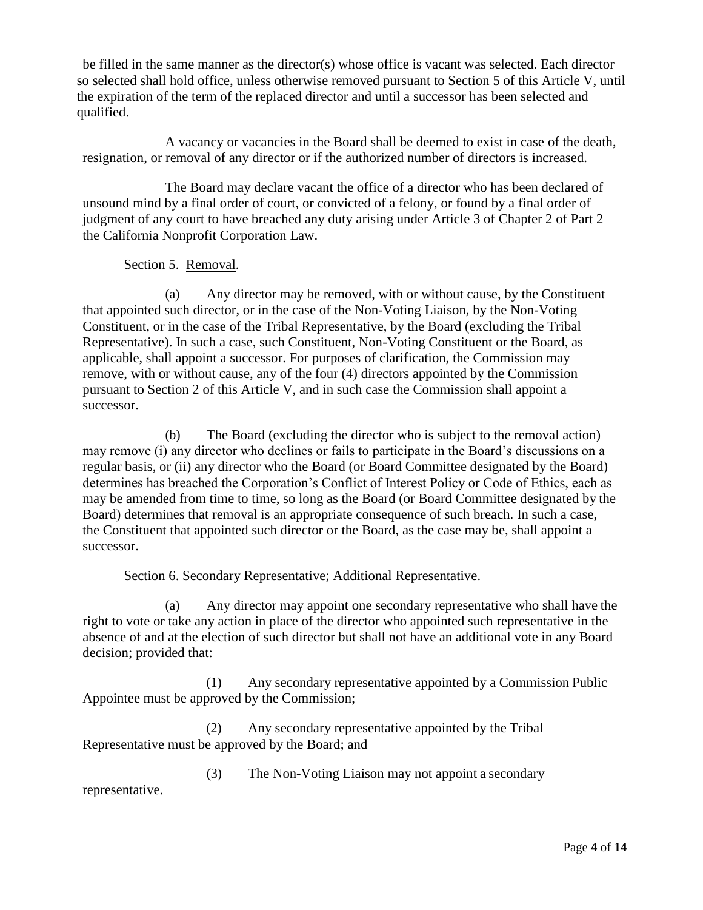be filled in the same manner as the director(s) whose office is vacant was selected. Each director so selected shall hold office, unless otherwise removed pursuant to Section 5 of this Article V, until the expiration of the term of the replaced director and until a successor has been selected and qualified.

A vacancy or vacancies in the Board shall be deemed to exist in case of the death, resignation, or removal of any director or if the authorized number of directors is increased.

The Board may declare vacant the office of a director who has been declared of unsound mind by a final order of court, or convicted of a felony, or found by a final order of judgment of any court to have breached any duty arising under Article 3 of Chapter 2 of Part 2 the California Nonprofit Corporation Law.

Section 5. Removal.

(a) Any director may be removed, with or without cause, by the Constituent that appointed such director, or in the case of the Non-Voting Liaison, by the Non-Voting Constituent, or in the case of the Tribal Representative, by the Board (excluding the Tribal Representative). In such a case, such Constituent, Non-Voting Constituent or the Board, as applicable, shall appoint a successor. For purposes of clarification, the Commission may remove, with or without cause, any of the four (4) directors appointed by the Commission pursuant to Section 2 of this Article V, and in such case the Commission shall appoint a successor.

(b) The Board (excluding the director who is subject to the removal action) may remove (i) any director who declines or fails to participate in the Board's discussions on a regular basis, or (ii) any director who the Board (or Board Committee designated by the Board) determines has breached the Corporation's Conflict of Interest Policy or Code of Ethics, each as may be amended from time to time, so long as the Board (or Board Committee designated by the Board) determines that removal is an appropriate consequence of such breach. In such a case, the Constituent that appointed such director or the Board, as the case may be, shall appoint a successor.

Section 6. Secondary Representative; Additional Representative.

(a) Any director may appoint one secondary representative who shall have the right to vote or take any action in place of the director who appointed such representative in the absence of and at the election of such director but shall not have an additional vote in any Board decision; provided that:

(1) Any secondary representative appointed by a Commission Public Appointee must be approved by the Commission;

(2) Any secondary representative appointed by the Tribal Representative must be approved by the Board; and

(3) The Non-Voting Liaison may not appoint a secondary representative.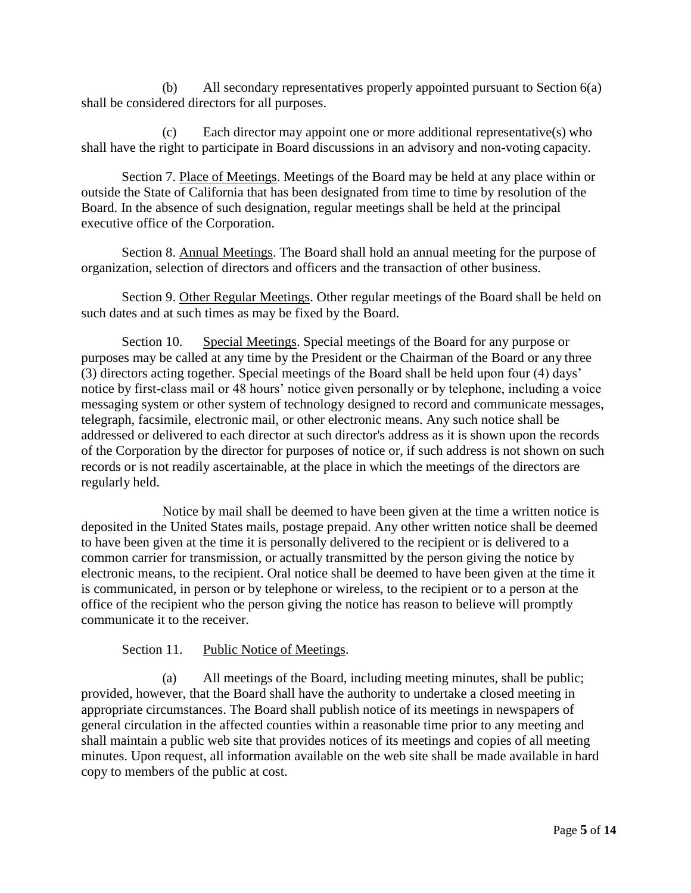(b) All secondary representatives properly appointed pursuant to Section 6(a) shall be considered directors for all purposes.

(c) Each director may appoint one or more additional representative(s) who shall have the right to participate in Board discussions in an advisory and non-voting capacity.

Section 7. Place of Meetings. Meetings of the Board may be held at any place within or outside the State of California that has been designated from time to time by resolution of the Board. In the absence of such designation, regular meetings shall be held at the principal executive office of the Corporation.

Section 8. Annual Meetings. The Board shall hold an annual meeting for the purpose of organization, selection of directors and officers and the transaction of other business.

Section 9. Other Regular Meetings. Other regular meetings of the Board shall be held on such dates and at such times as may be fixed by the Board.

Section 10. Special Meetings. Special meetings of the Board for any purpose or purposes may be called at any time by the President or the Chairman of the Board or any three (3) directors acting together. Special meetings of the Board shall be held upon four (4) days' notice by first-class mail or 48 hours' notice given personally or by telephone, including a voice messaging system or other system of technology designed to record and communicate messages, telegraph, facsimile, electronic mail, or other electronic means. Any such notice shall be addressed or delivered to each director at such director's address as it is shown upon the records of the Corporation by the director for purposes of notice or, if such address is not shown on such records or is not readily ascertainable, at the place in which the meetings of the directors are regularly held.

Notice by mail shall be deemed to have been given at the time a written notice is deposited in the United States mails, postage prepaid. Any other written notice shall be deemed to have been given at the time it is personally delivered to the recipient or is delivered to a common carrier for transmission, or actually transmitted by the person giving the notice by electronic means, to the recipient. Oral notice shall be deemed to have been given at the time it is communicated, in person or by telephone or wireless, to the recipient or to a person at the office of the recipient who the person giving the notice has reason to believe will promptly communicate it to the receiver.

Section 11. Public Notice of Meetings.

(a) All meetings of the Board, including meeting minutes, shall be public; provided, however, that the Board shall have the authority to undertake a closed meeting in appropriate circumstances. The Board shall publish notice of its meetings in newspapers of general circulation in the affected counties within a reasonable time prior to any meeting and shall maintain a public web site that provides notices of its meetings and copies of all meeting minutes. Upon request, all information available on the web site shall be made available in hard copy to members of the public at cost.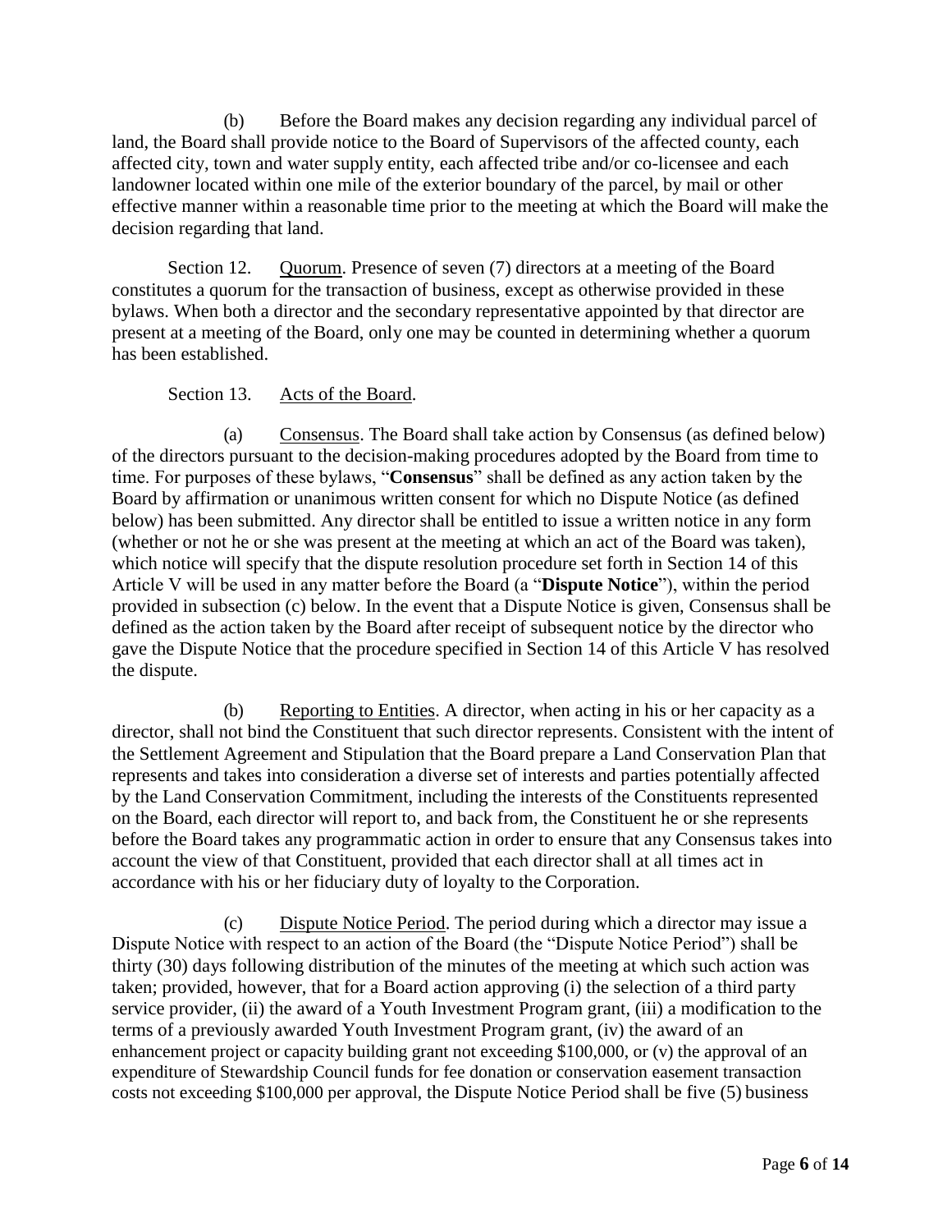(b) Before the Board makes any decision regarding any individual parcel of land, the Board shall provide notice to the Board of Supervisors of the affected county, each affected city, town and water supply entity, each affected tribe and/or co-licensee and each landowner located within one mile of the exterior boundary of the parcel, by mail or other effective manner within a reasonable time prior to the meeting at which the Board will make the decision regarding that land.

Section 12. Quorum. Presence of seven (7) directors at a meeting of the Board constitutes a quorum for the transaction of business, except as otherwise provided in these bylaws. When both a director and the secondary representative appointed by that director are present at a meeting of the Board, only one may be counted in determining whether a quorum has been established.

Section 13. Acts of the Board.

(a) Consensus. The Board shall take action by Consensus (as defined below) of the directors pursuant to the decision-making procedures adopted by the Board from time to time. For purposes of these bylaws, "**Consensus**" shall be defined as any action taken by the Board by affirmation or unanimous written consent for which no Dispute Notice (as defined below) has been submitted. Any director shall be entitled to issue a written notice in any form (whether or not he or she was present at the meeting at which an act of the Board was taken), which notice will specify that the dispute resolution procedure set forth in Section 14 of this Article V will be used in any matter before the Board (a "**Dispute Notice**"), within the period provided in subsection (c) below. In the event that a Dispute Notice is given, Consensus shall be defined as the action taken by the Board after receipt of subsequent notice by the director who gave the Dispute Notice that the procedure specified in Section 14 of this Article V has resolved the dispute.

(b) Reporting to Entities. A director, when acting in his or her capacity as a director, shall not bind the Constituent that such director represents. Consistent with the intent of the Settlement Agreement and Stipulation that the Board prepare a Land Conservation Plan that represents and takes into consideration a diverse set of interests and parties potentially affected by the Land Conservation Commitment, including the interests of the Constituents represented on the Board, each director will report to, and back from, the Constituent he or she represents before the Board takes any programmatic action in order to ensure that any Consensus takes into account the view of that Constituent, provided that each director shall at all times act in accordance with his or her fiduciary duty of loyalty to the Corporation.

(c) Dispute Notice Period. The period during which a director may issue a Dispute Notice with respect to an action of the Board (the "Dispute Notice Period") shall be thirty (30) days following distribution of the minutes of the meeting at which such action was taken; provided, however, that for a Board action approving (i) the selection of a third party service provider, (ii) the award of a Youth Investment Program grant, (iii) a modification to the terms of a previously awarded Youth Investment Program grant, (iv) the award of an enhancement project or capacity building grant not exceeding $100,000, or (v) the approval of an expenditure of Stewardship Council funds for fee donation or conservation easement transaction costs not exceeding $100,000 per approval, the Dispute Notice Period shall be five (5) business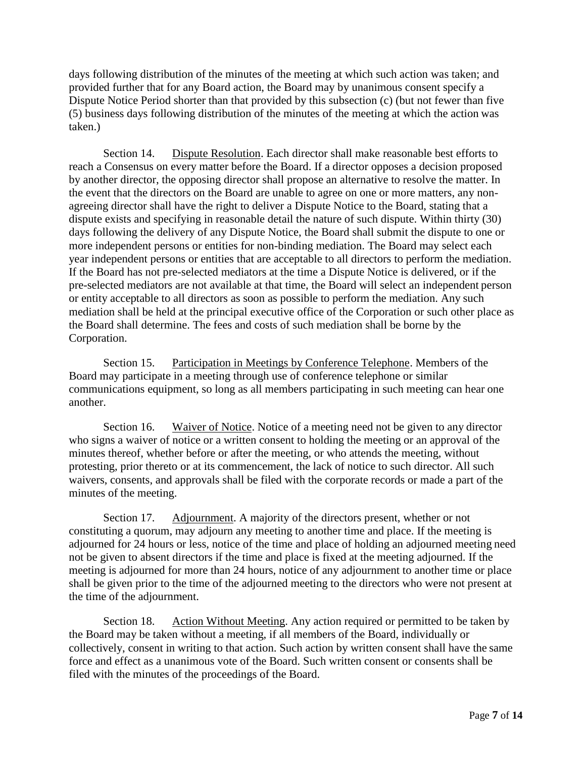days following distribution of the minutes of the meeting at which such action was taken; and provided further that for any Board action, the Board may by unanimous consent specify a Dispute Notice Period shorter than that provided by this subsection (c) (but not fewer than five (5) business days following distribution of the minutes of the meeting at which the action was taken.)

Section 14. Dispute Resolution. Each director shall make reasonable best efforts to reach a Consensus on every matter before the Board. If a director opposes a decision proposed by another director, the opposing director shall propose an alternative to resolve the matter. In the event that the directors on the Board are unable to agree on one or more matters, any non-agreeing director shall have the right to deliver a Dispute Notice to the Board, stating that a dispute exists and specifying in reasonable detail the nature of such dispute. Within thirty (30) days following the delivery of any Dispute Notice, the Board shall submit the dispute to one or more independent persons or entities for non-binding mediation. The Board may select each year independent persons or entities that are acceptable to all directors to perform the mediation. If the Board has not pre-selected mediators at the time a Dispute Notice is delivered, or if the pre-selected mediators are not available at that time, the Board will select an independent person or entity acceptable to all directors as soon as possible to perform the mediation. Any such mediation shall be held at the principal executive office of the Corporation or such other place as the Board shall determine. The fees and costs of such mediation shall be borne by the Corporation.

Section 15. Participation in Meetings by Conference Telephone. Members of the Board may participate in a meeting through use of conference telephone or similar communications equipment, so long as all members participating in such meeting can hear one another.

Section 16. Waiver of Notice. Notice of a meeting need not be given to any director who signs a waiver of notice or a written consent to holding the meeting or an approval of the minutes thereof, whether before or after the meeting, or who attends the meeting, without protesting, prior thereto or at its commencement, the lack of notice to such director. All such waivers, consents, and approvals shall be filed with the corporate records or made a part of the minutes of the meeting.

Section 17. Adjournment. A majority of the directors present, whether or not constituting a quorum, may adjourn any meeting to another time and place. If the meeting is adjourned for 24 hours or less, notice of the time and place of holding an adjourned meeting need not be given to absent directors if the time and place is fixed at the meeting adjourned. If the meeting is adjourned for more than 24 hours, notice of any adjournment to another time or place shall be given prior to the time of the adjourned meeting to the directors who were not present at the time of the adjournment.

Section 18. Action Without Meeting. Any action required or permitted to be taken by the Board may be taken without a meeting, if all members of the Board, individually or collectively, consent in writing to that action. Such action by written consent shall have the same force and effect as a unanimous vote of the Board. Such written consent or consents shall be filed with the minutes of the proceedings of the Board.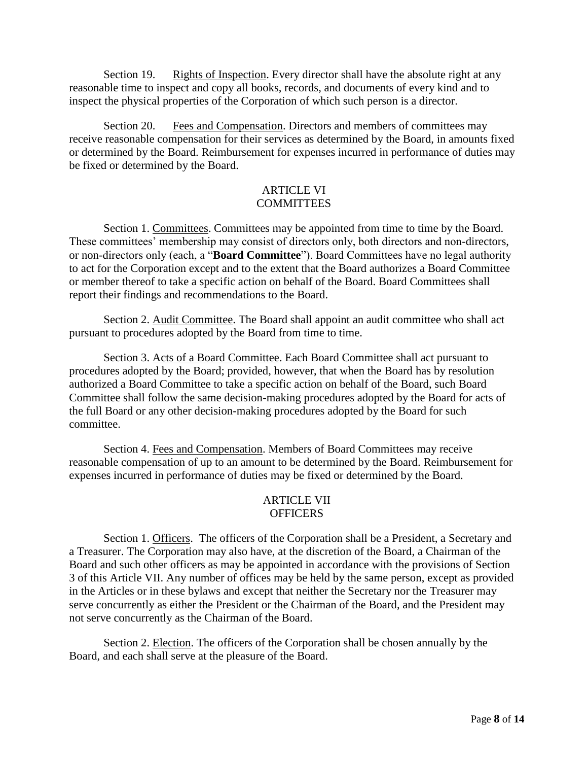Section 19. Rights of Inspection. Every director shall have the absolute right at any reasonable time to inspect and copy all books, records, and documents of every kind and to inspect the physical properties of the Corporation of which such person is a director.

Section 20. Fees and Compensation. Directors and members of committees may receive reasonable compensation for their services as determined by the Board, in amounts fixed or determined by the Board. Reimbursement for expenses incurred in performance of duties may be fixed or determined by the Board.

## ARTICLE VI
## COMMITTEES

Section 1. Committees. Committees may be appointed from time to time by the Board. These committees' membership may consist of directors only, both directors and non-directors, or non-directors only (each, a "**Board Committee**"). Board Committees have no legal authority to act for the Corporation except and to the extent that the Board authorizes a Board Committee or member thereof to take a specific action on behalf of the Board. Board Committees shall report their findings and recommendations to the Board.

Section 2. Audit Committee. The Board shall appoint an audit committee who shall act pursuant to procedures adopted by the Board from time to time.

Section 3. Acts of a Board Committee. Each Board Committee shall act pursuant to procedures adopted by the Board; provided, however, that when the Board has by resolution authorized a Board Committee to take a specific action on behalf of the Board, such Board Committee shall follow the same decision-making procedures adopted by the Board for acts of the full Board or any other decision-making procedures adopted by the Board for such committee.

Section 4. Fees and Compensation. Members of Board Committees may receive reasonable compensation of up to an amount to be determined by the Board. Reimbursement for expenses incurred in performance of duties may be fixed or determined by the Board.

## ARTICLE VII
## OFFICERS

Section 1. Officers. The officers of the Corporation shall be a President, a Secretary and a Treasurer. The Corporation may also have, at the discretion of the Board, a Chairman of the Board and such other officers as may be appointed in accordance with the provisions of Section 3 of this Article VII. Any number of offices may be held by the same person, except as provided in the Articles or in these bylaws and except that neither the Secretary nor the Treasurer may serve concurrently as either the President or the Chairman of the Board, and the President may not serve concurrently as the Chairman of the Board.

Section 2. Election. The officers of the Corporation shall be chosen annually by the Board, and each shall serve at the pleasure of the Board.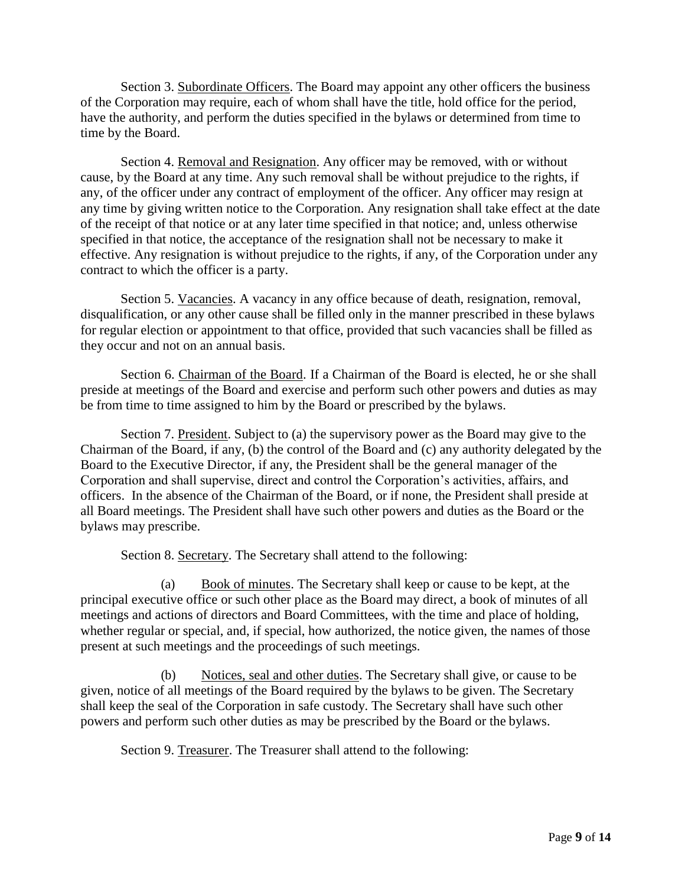Section 3. Subordinate Officers. The Board may appoint any other officers the business of the Corporation may require, each of whom shall have the title, hold office for the period, have the authority, and perform the duties specified in the bylaws or determined from time to time by the Board.

Section 4. Removal and Resignation. Any officer may be removed, with or without cause, by the Board at any time. Any such removal shall be without prejudice to the rights, if any, of the officer under any contract of employment of the officer. Any officer may resign at any time by giving written notice to the Corporation. Any resignation shall take effect at the date of the receipt of that notice or at any later time specified in that notice; and, unless otherwise specified in that notice, the acceptance of the resignation shall not be necessary to make it effective. Any resignation is without prejudice to the rights, if any, of the Corporation under any contract to which the officer is a party.

Section 5. Vacancies. A vacancy in any office because of death, resignation, removal, disqualification, or any other cause shall be filled only in the manner prescribed in these bylaws for regular election or appointment to that office, provided that such vacancies shall be filled as they occur and not on an annual basis.

Section 6. Chairman of the Board. If a Chairman of the Board is elected, he or she shall preside at meetings of the Board and exercise and perform such other powers and duties as may be from time to time assigned to him by the Board or prescribed by the bylaws.

Section 7. President. Subject to (a) the supervisory power as the Board may give to the Chairman of the Board, if any, (b) the control of the Board and (c) any authority delegated by the Board to the Executive Director, if any, the President shall be the general manager of the Corporation and shall supervise, direct and control the Corporation's activities, affairs, and officers. In the absence of the Chairman of the Board, or if none, the President shall preside at all Board meetings. The President shall have such other powers and duties as the Board or the bylaws may prescribe.

Section 8. Secretary. The Secretary shall attend to the following:

(a) Book of minutes. The Secretary shall keep or cause to be kept, at the principal executive office or such other place as the Board may direct, a book of minutes of all meetings and actions of directors and Board Committees, with the time and place of holding, whether regular or special, and, if special, how authorized, the notice given, the names of those present at such meetings and the proceedings of such meetings.

(b) Notices, seal and other duties. The Secretary shall give, or cause to be given, notice of all meetings of the Board required by the bylaws to be given. The Secretary shall keep the seal of the Corporation in safe custody. The Secretary shall have such other powers and perform such other duties as may be prescribed by the Board or the bylaws.

Section 9. Treasurer. The Treasurer shall attend to the following: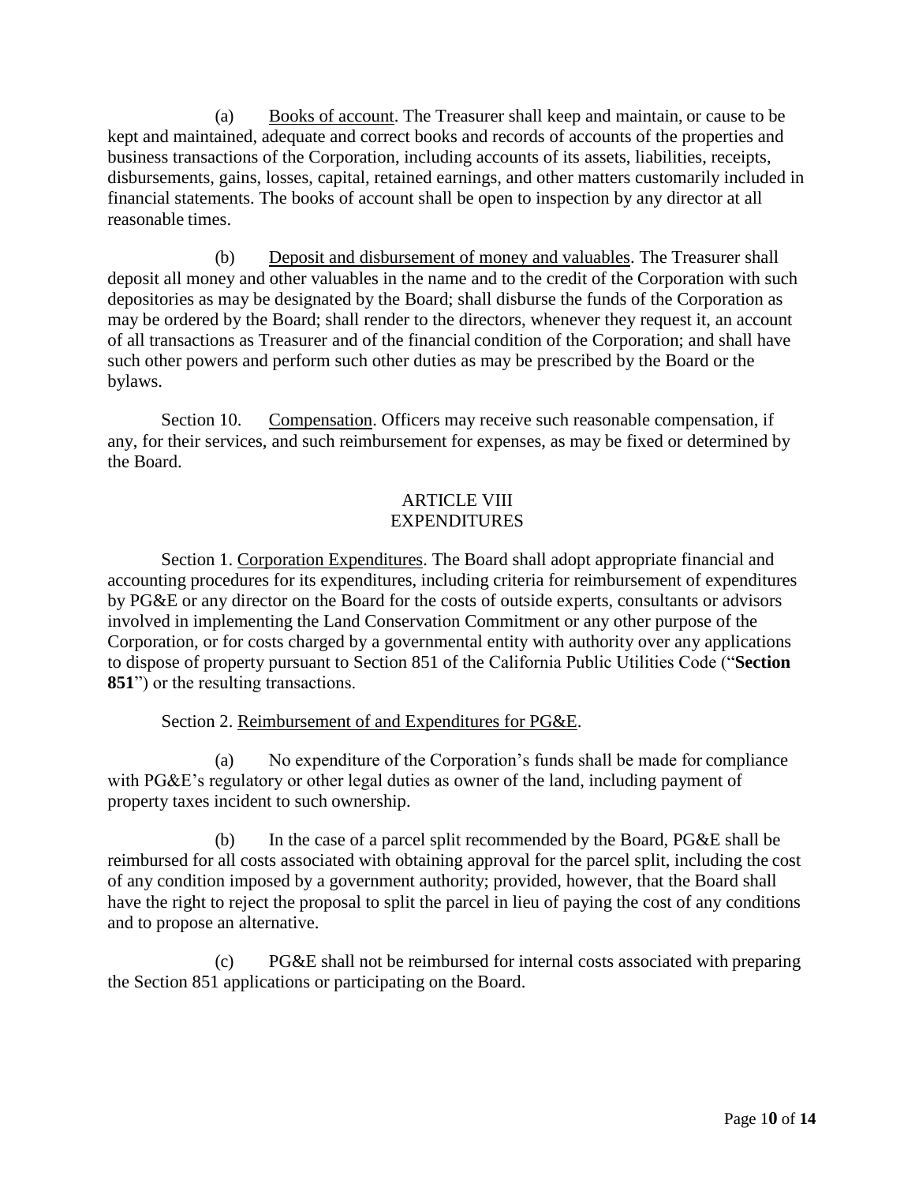(a) Books of account. The Treasurer shall keep and maintain, or cause to be kept and maintained, adequate and correct books and records of accounts of the properties and business transactions of the Corporation, including accounts of its assets, liabilities, receipts, disbursements, gains, losses, capital, retained earnings, and other matters customarily included in financial statements. The books of account shall be open to inspection by any director at all reasonable times.

(b) Deposit and disbursement of money and valuables. The Treasurer shall deposit all money and other valuables in the name and to the credit of the Corporation with such depositories as may be designated by the Board; shall disburse the funds of the Corporation as may be ordered by the Board; shall render to the directors, whenever they request it, an account of all transactions as Treasurer and of the financial condition of the Corporation; and shall have such other powers and perform such other duties as may be prescribed by the Board or the bylaws.

Section 10. Compensation. Officers may receive such reasonable compensation, if any, for their services, and such reimbursement for expenses, as may be fixed or determined by the Board.

## ARTICLE VIII
## EXPENDITURES

Section 1. Corporation Expenditures. The Board shall adopt appropriate financial and accounting procedures for its expenditures, including criteria for reimbursement of expenditures by PG&E or any director on the Board for the costs of outside experts, consultants or advisors involved in implementing the Land Conservation Commitment or any other purpose of the Corporation, or for costs charged by a governmental entity with authority over any applications to dispose of property pursuant to Section 851 of the California Public Utilities Code ("**Section 851**") or the resulting transactions.

Section 2. Reimbursement of and Expenditures for PG&E.

(a) No expenditure of the Corporation's funds shall be made for compliance with PG&E's regulatory or other legal duties as owner of the land, including payment of property taxes incident to such ownership.

(b) In the case of a parcel split recommended by the Board, PG&E shall be reimbursed for all costs associated with obtaining approval for the parcel split, including the cost of any condition imposed by a government authority; provided, however, that the Board shall have the right to reject the proposal to split the parcel in lieu of paying the cost of any conditions and to propose an alternative.

(c) PG&E shall not be reimbursed for internal costs associated with preparing the Section 851 applications or participating on the Board.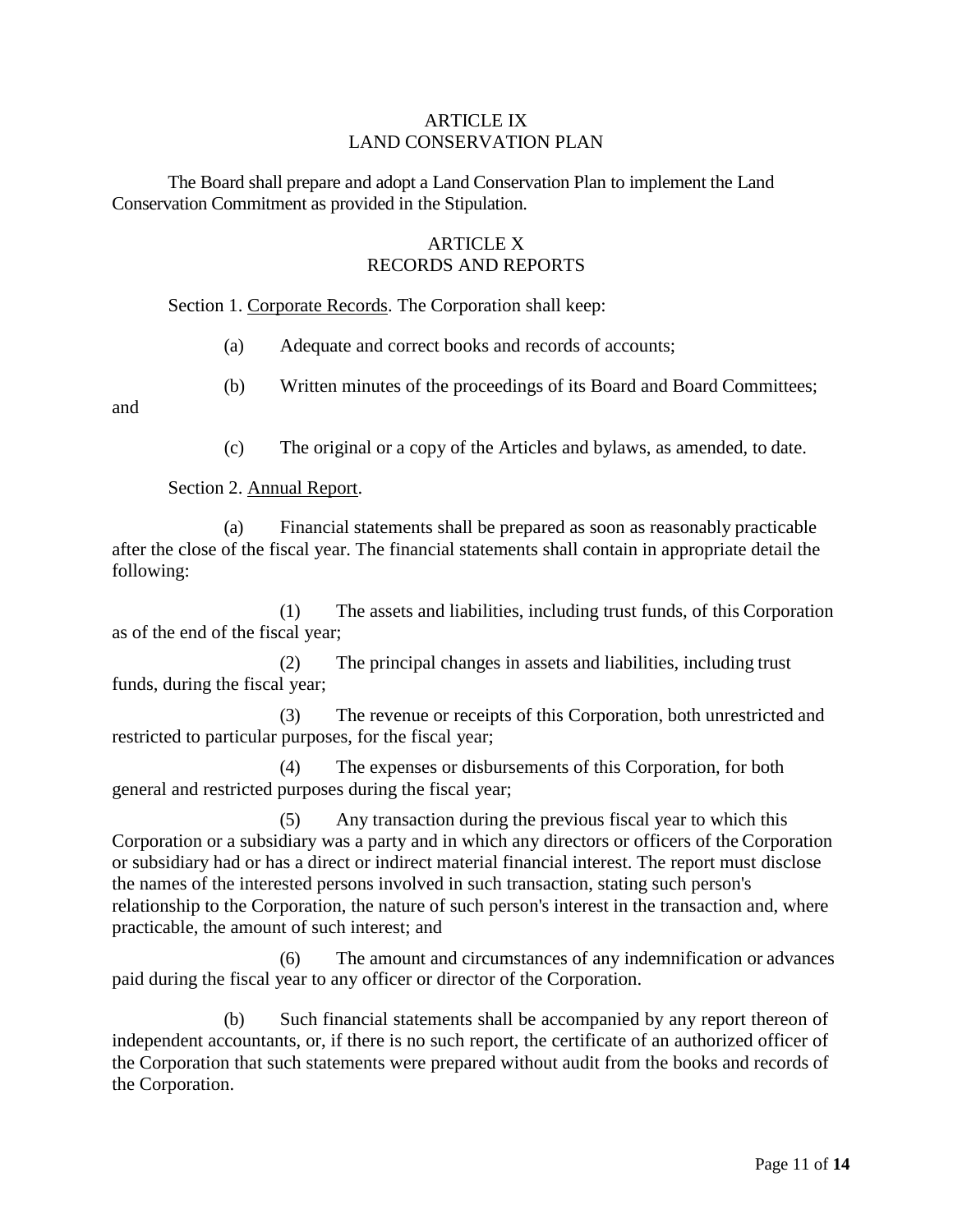## ARTICLE IX
## LAND CONSERVATION PLAN

The Board shall prepare and adopt a Land Conservation Plan to implement the Land Conservation Commitment as provided in the Stipulation.

## ARTICLE X
## RECORDS AND REPORTS

Section 1. Corporate Records. The Corporation shall keep:

(a) Adequate and correct books and records of accounts;

(b) Written minutes of the proceedings of its Board and Board Committees; and

(c) The original or a copy of the Articles and bylaws, as amended, to date.

Section 2. Annual Report.

(a) Financial statements shall be prepared as soon as reasonably practicable after the close of the fiscal year. The financial statements shall contain in appropriate detail the following:

(1) The assets and liabilities, including trust funds, of this Corporation as of the end of the fiscal year;

(2) The principal changes in assets and liabilities, including trust funds, during the fiscal year;

(3) The revenue or receipts of this Corporation, both unrestricted and restricted to particular purposes, for the fiscal year;

(4) The expenses or disbursements of this Corporation, for both general and restricted purposes during the fiscal year;

(5) Any transaction during the previous fiscal year to which this Corporation or a subsidiary was a party and in which any directors or officers of the Corporation or subsidiary had or has a direct or indirect material financial interest. The report must disclose the names of the interested persons involved in such transaction, stating such person's relationship to the Corporation, the nature of such person's interest in the transaction and, where practicable, the amount of such interest; and

(6) The amount and circumstances of any indemnification or advances paid during the fiscal year to any officer or director of the Corporation.

(b) Such financial statements shall be accompanied by any report thereon of independent accountants, or, if there is no such report, the certificate of an authorized officer of the Corporation that such statements were prepared without audit from the books and records of the Corporation.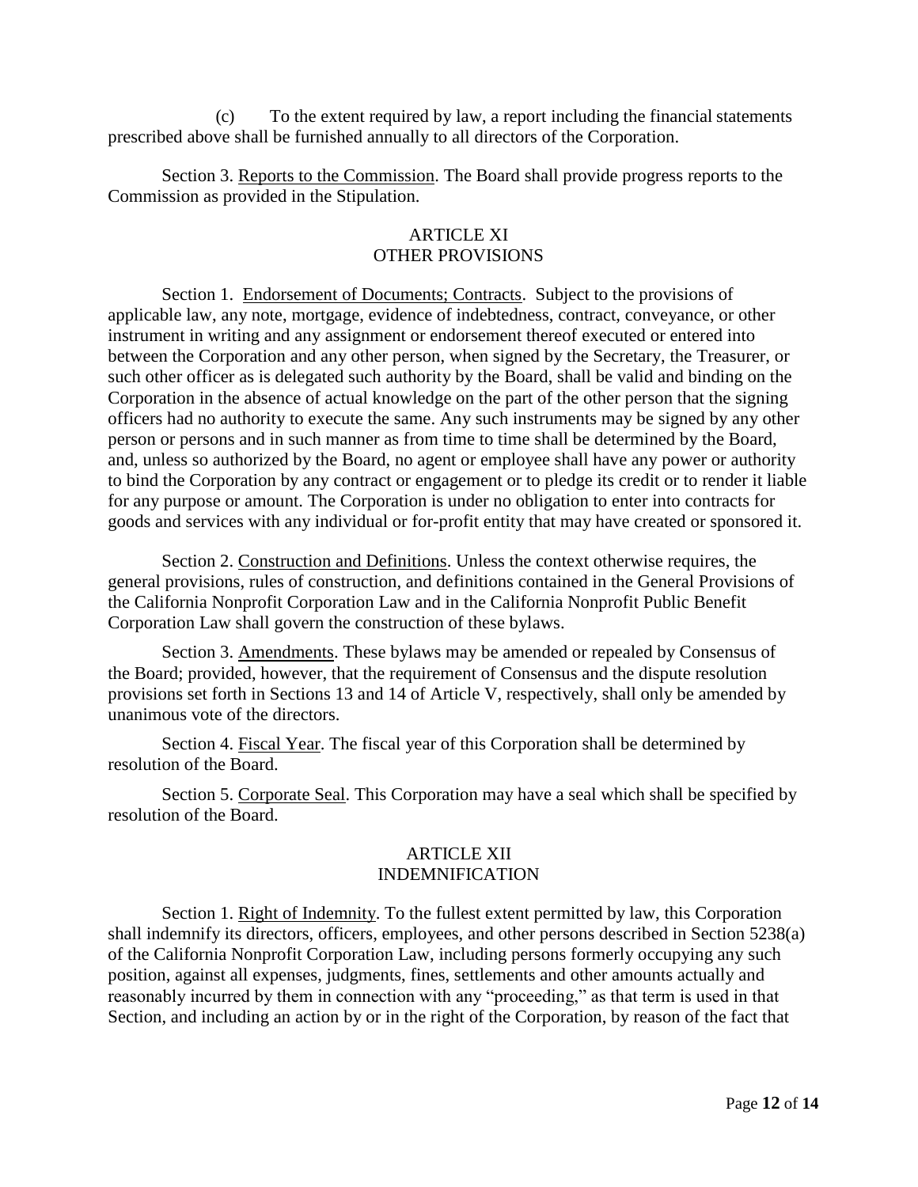(c) To the extent required by law, a report including the financial statements prescribed above shall be furnished annually to all directors of the Corporation.

Section 3. Reports to the Commission. The Board shall provide progress reports to the Commission as provided in the Stipulation.

## ARTICLE XI
## OTHER PROVISIONS

Section 1. Endorsement of Documents; Contracts. Subject to the provisions of applicable law, any note, mortgage, evidence of indebtedness, contract, conveyance, or other instrument in writing and any assignment or endorsement thereof executed or entered into between the Corporation and any other person, when signed by the Secretary, the Treasurer, or such other officer as is delegated such authority by the Board, shall be valid and binding on the Corporation in the absence of actual knowledge on the part of the other person that the signing officers had no authority to execute the same. Any such instruments may be signed by any other person or persons and in such manner as from time to time shall be determined by the Board, and, unless so authorized by the Board, no agent or employee shall have any power or authority to bind the Corporation by any contract or engagement or to pledge its credit or to render it liable for any purpose or amount. The Corporation is under no obligation to enter into contracts for goods and services with any individual or for-profit entity that may have created or sponsored it.

Section 2. Construction and Definitions. Unless the context otherwise requires, the general provisions, rules of construction, and definitions contained in the General Provisions of the California Nonprofit Corporation Law and in the California Nonprofit Public Benefit Corporation Law shall govern the construction of these bylaws.

Section 3. Amendments. These bylaws may be amended or repealed by Consensus of the Board; provided, however, that the requirement of Consensus and the dispute resolution provisions set forth in Sections 13 and 14 of Article V, respectively, shall only be amended by unanimous vote of the directors.

Section 4. Fiscal Year. The fiscal year of this Corporation shall be determined by resolution of the Board.

Section 5. Corporate Seal. This Corporation may have a seal which shall be specified by resolution of the Board.

## ARTICLE XII
## INDEMNIFICATION

Section 1. Right of Indemnity. To the fullest extent permitted by law, this Corporation shall indemnify its directors, officers, employees, and other persons described in Section 5238(a) of the California Nonprofit Corporation Law, including persons formerly occupying any such position, against all expenses, judgments, fines, settlements and other amounts actually and reasonably incurred by them in connection with any "proceeding," as that term is used in that Section, and including an action by or in the right of the Corporation, by reason of the fact that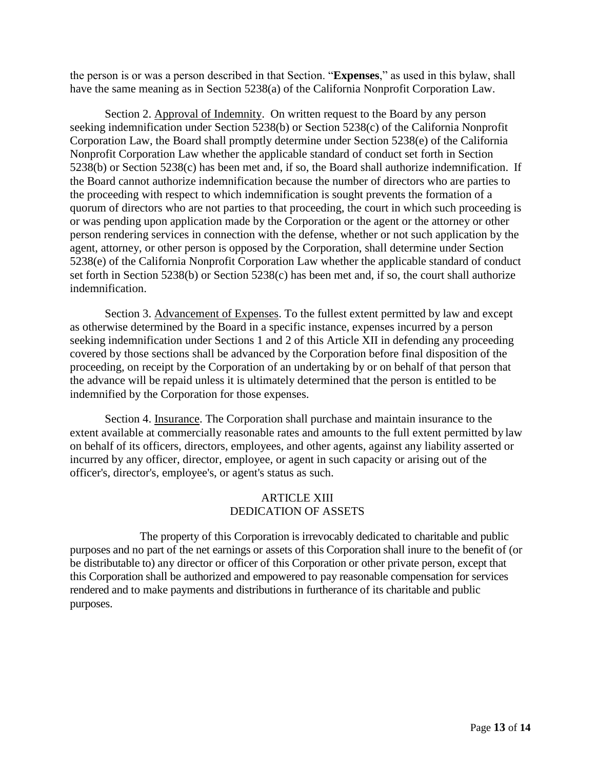the person is or was a person described in that Section. "**Expenses**," as used in this bylaw, shall have the same meaning as in Section 5238(a) of the California Nonprofit Corporation Law.

Section 2. Approval of Indemnity. On written request to the Board by any person seeking indemnification under Section 5238(b) or Section 5238(c) of the California Nonprofit Corporation Law, the Board shall promptly determine under Section 5238(e) of the California Nonprofit Corporation Law whether the applicable standard of conduct set forth in Section 5238(b) or Section 5238(c) has been met and, if so, the Board shall authorize indemnification. If the Board cannot authorize indemnification because the number of directors who are parties to the proceeding with respect to which indemnification is sought prevents the formation of a quorum of directors who are not parties to that proceeding, the court in which such proceeding is or was pending upon application made by the Corporation or the agent or the attorney or other person rendering services in connection with the defense, whether or not such application by the agent, attorney, or other person is opposed by the Corporation, shall determine under Section 5238(e) of the California Nonprofit Corporation Law whether the applicable standard of conduct set forth in Section 5238(b) or Section 5238(c) has been met and, if so, the court shall authorize indemnification.

Section 3. Advancement of Expenses. To the fullest extent permitted by law and except as otherwise determined by the Board in a specific instance, expenses incurred by a person seeking indemnification under Sections 1 and 2 of this Article XII in defending any proceeding covered by those sections shall be advanced by the Corporation before final disposition of the proceeding, on receipt by the Corporation of an undertaking by or on behalf of that person that the advance will be repaid unless it is ultimately determined that the person is entitled to be indemnified by the Corporation for those expenses.

Section 4. Insurance. The Corporation shall purchase and maintain insurance to the extent available at commercially reasonable rates and amounts to the full extent permitted by law on behalf of its officers, directors, employees, and other agents, against any liability asserted or incurred by any officer, director, employee, or agent in such capacity or arising out of the officer's, director's, employee's, or agent's status as such.

## ARTICLE XIII
## DEDICATION OF ASSETS

The property of this Corporation is irrevocably dedicated to charitable and public purposes and no part of the net earnings or assets of this Corporation shall inure to the benefit of (or be distributable to) any director or officer of this Corporation or other private person, except that this Corporation shall be authorized and empowered to pay reasonable compensation for services rendered and to make payments and distributions in furtherance of its charitable and public purposes.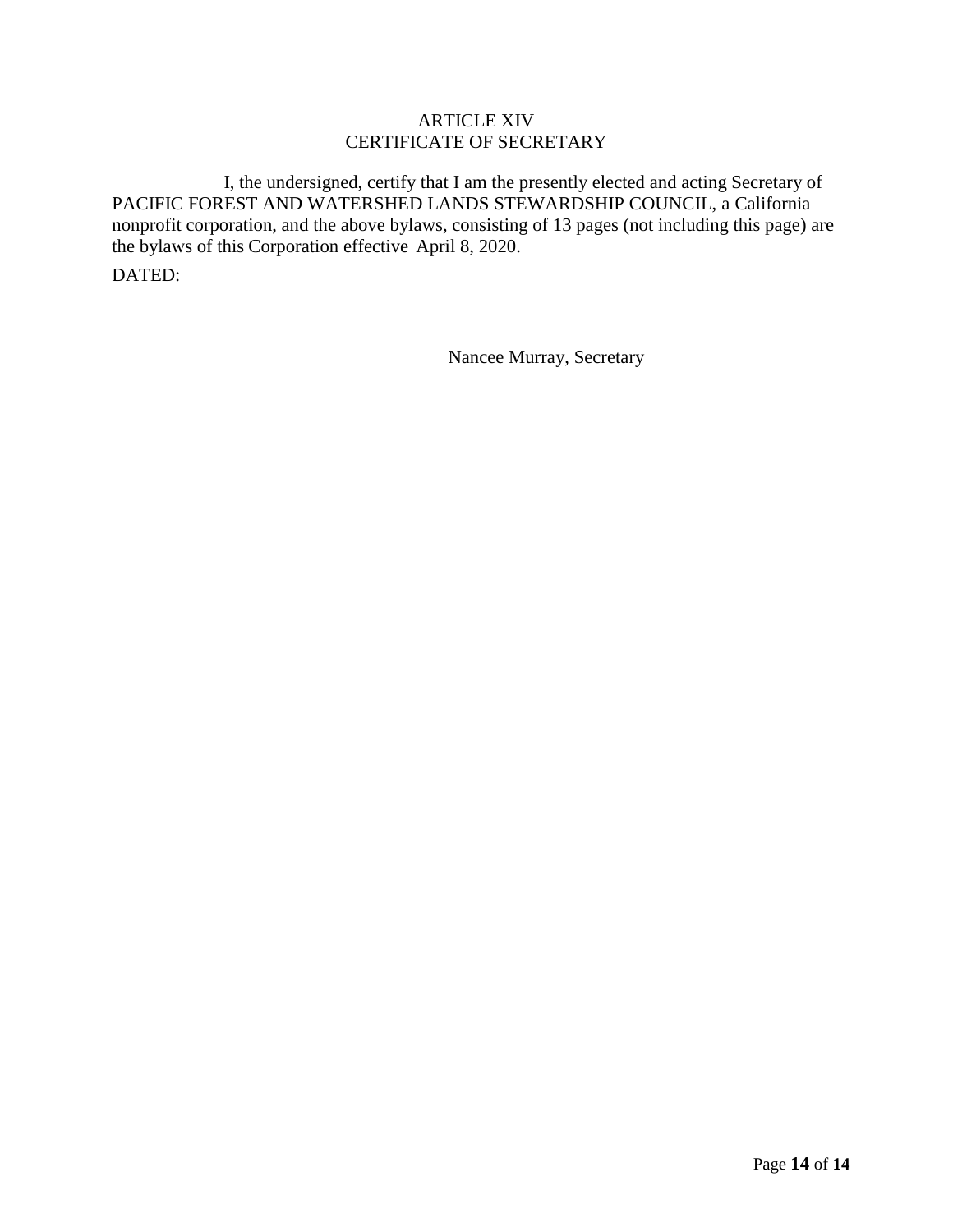## ARTICLE XIV
## CERTIFICATE OF SECRETARY

I, the undersigned, certify that I am the presently elected and acting Secretary of PACIFIC FOREST AND WATERSHED LANDS STEWARDSHIP COUNCIL, a California nonprofit corporation, and the above bylaws, consisting of 13 pages (not including this page) are the bylaws of this Corporation effective April 8, 2020.

DATED:

\_\_\_\_\_\_\_\_\_\_\_\_\_\_\_\_\_\_\_\_\_\_\_\_\_\_\_\_\_\_\_\_\_\_\_\_\_\_\_\_

Nancee Murray, Secretary